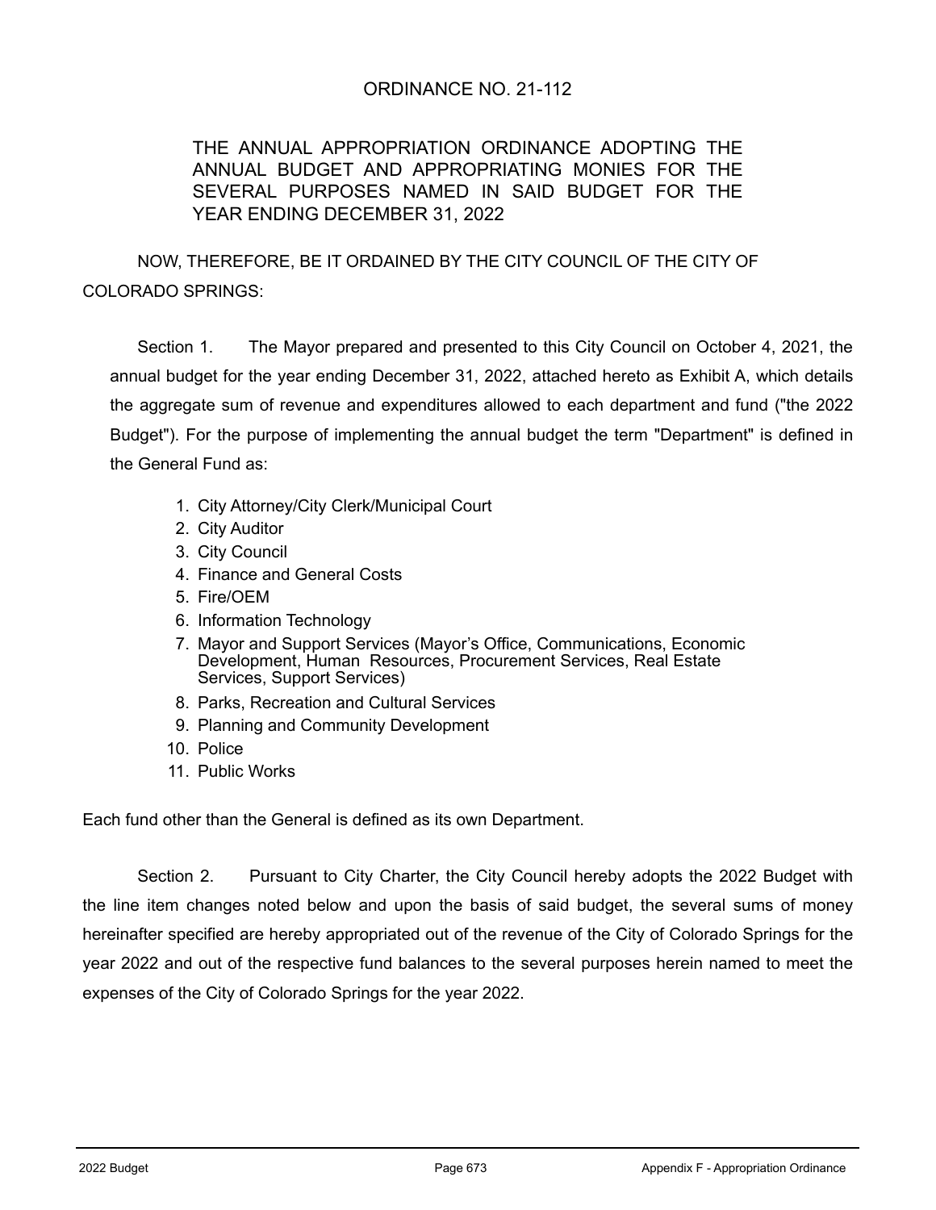# ORDINANCE NO. 21-112

## THE ANNUAL APPROPRIATION ORDINANCE ADOPTING THE ANNUAL BUDGET AND APPROPRIATING MONIES FOR THE SEVERAL PURPOSES NAMED IN SAID BUDGET FOR THE YEAR ENDING DECEMBER 31, 2022

NOW, THEREFORE, BE IT ORDAINED BY THE CITY COUNCIL OF THE CITY OF COLORADO SPRINGS:

Section 1. The Mayor prepared and presented to this City Council on October 4, 2021, the annual budget for the year ending December 31, 2022, attached hereto as Exhibit A, which details the aggregate sum of revenue and expenditures allowed to each department and fund ("the 2022 Budget"). For the purpose of implementing the annual budget the term "Department" is defined in the General Fund as:

1. City Attorney/City Clerk/Municipal Court
2. City Auditor
3. City Council
4. Finance and General Costs
5. Fire/OEM
6. Information Technology
7. Mayor and Support Services (Mayor's Office, Communications, Economic Development, Human Resources, Procurement Services, Real Estate Services, Support Services)
8. Parks, Recreation and Cultural Services
9. Planning and Community Development
10. Police
11. Public Works

Each fund other than the General is defined as its own Department.

Section 2. Pursuant to City Charter, the City Council hereby adopts the 2022 Budget with the line item changes noted below and upon the basis of said budget, the several sums of money hereinafter specified are hereby appropriated out of the revenue of the City of Colorado Springs for the year 2022 and out of the respective fund balances to the several purposes herein named to meet the expenses of the City of Colorado Springs for the year 2022.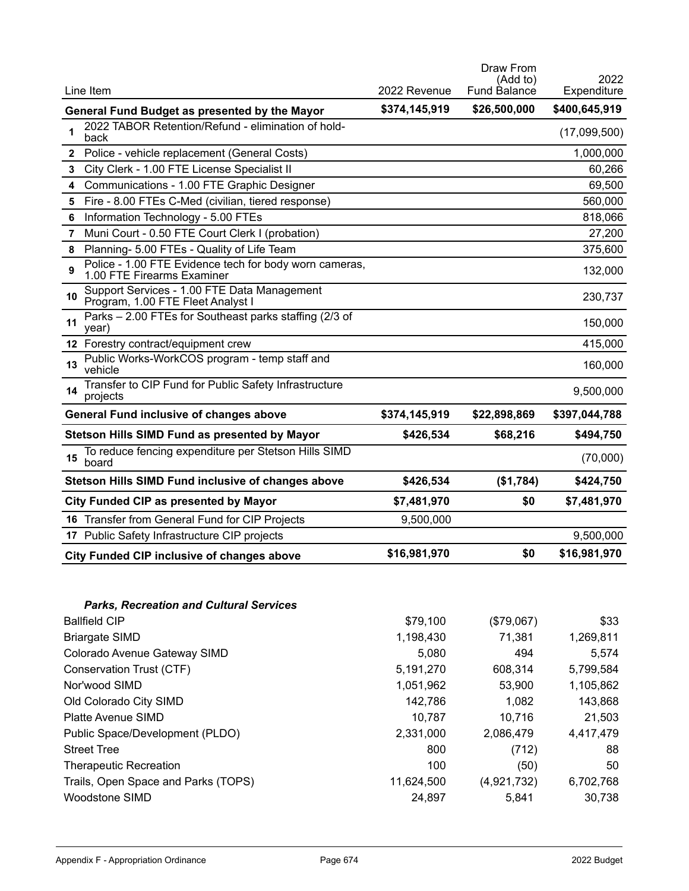| | Line Item | 2022 Revenue | Draw From (Add to) Fund Balance | 2022 Expenditure |
|---|---|---|---|---|
| | **General Fund Budget as presented by the Mayor** | **$374,145,919** | **$26,500,000** | **$400,645,919** |
| 1 | 2022 TABOR Retention/Refund - elimination of hold-back | | | (17,099,500) |
| 2 | Police - vehicle replacement (General Costs) | | | 1,000,000 |
| 3 | City Clerk - 1.00 FTE License Specialist II | | | 60,266 |
| 4 | Communications - 1.00 FTE Graphic Designer | | | 69,500 |
| 5 | Fire - 8.00 FTEs C-Med (civilian, tiered response) | | | 560,000 |
| 6 | Information Technology - 5.00 FTEs | | | 818,066 |
| 7 | Muni Court - 0.50 FTE Court Clerk I (probation) | | | 27,200 |
| 8 | Planning- 5.00 FTEs - Quality of Life Team | | | 375,600 |
| 9 | Police - 1.00 FTE Evidence tech for body worn cameras, 1.00 FTE Firearms Examiner | | | 132,000 |
| 10 | Support Services - 1.00 FTE Data Management Program, 1.00 FTE Fleet Analyst I | | | 230,737 |
| 11 | Parks – 2.00 FTEs for Southeast parks staffing (2/3 of year) | | | 150,000 |
| 12 | Forestry contract/equipment crew | | | 415,000 |
| 13 | Public Works-WorkCOS program - temp staff and vehicle | | | 160,000 |
| 14 | Transfer to CIP Fund for Public Safety Infrastructure projects | | | 9,500,000 |
| | **General Fund inclusive of changes above** | **$374,145,919** | **$22,898,869** | **$397,044,788** |
| | **Stetson Hills SIMD Fund as presented by Mayor** | **$426,534** | **$68,216** | **$494,750** |
| 15 | To reduce fencing expenditure per Stetson Hills SIMD board | | | (70,000) |
| | **Stetson Hills SIMD Fund inclusive of changes above** | **$426,534** | **($1,784)** | **$424,750** |
| | **City Funded CIP as presented by Mayor** | **$7,481,970** | **$0** | **$7,481,970** |
| 16 | Transfer from General Fund for CIP Projects | 9,500,000 | | |
| 17 | Public Safety Infrastructure CIP projects | | | 9,500,000 |
| | **City Funded CIP inclusive of changes above** | **$16,981,970** | **$0** | **$16,981,970** |

***Parks, Recreation and Cultural Services***

| | | | |
|---|---|---|---|
| Ballfield CIP | $79,100 | ($79,067) | $33 |
| Briargate SIMD | 1,198,430 | 71,381 | 1,269,811 |
| Colorado Avenue Gateway SIMD | 5,080 | 494 | 5,574 |
| Conservation Trust (CTF) | 5,191,270 | 608,314 | 5,799,584 |
| Nor'wood SIMD | 1,051,962 | 53,900 | 1,105,862 |
| Old Colorado City SIMD | 142,786 | 1,082 | 143,868 |
| Platte Avenue SIMD | 10,787 | 10,716 | 21,503 |
| Public Space/Development (PLDO) | 2,331,000 | 2,086,479 | 4,417,479 |
| Street Tree | 800 | (712) | 88 |
| Therapeutic Recreation | 100 | (50) | 50 |
| Trails, Open Space and Parks (TOPS) | 11,624,500 | (4,921,732) | 6,702,768 |
| Woodstone SIMD | 24,897 | 5,841 | 30,738 |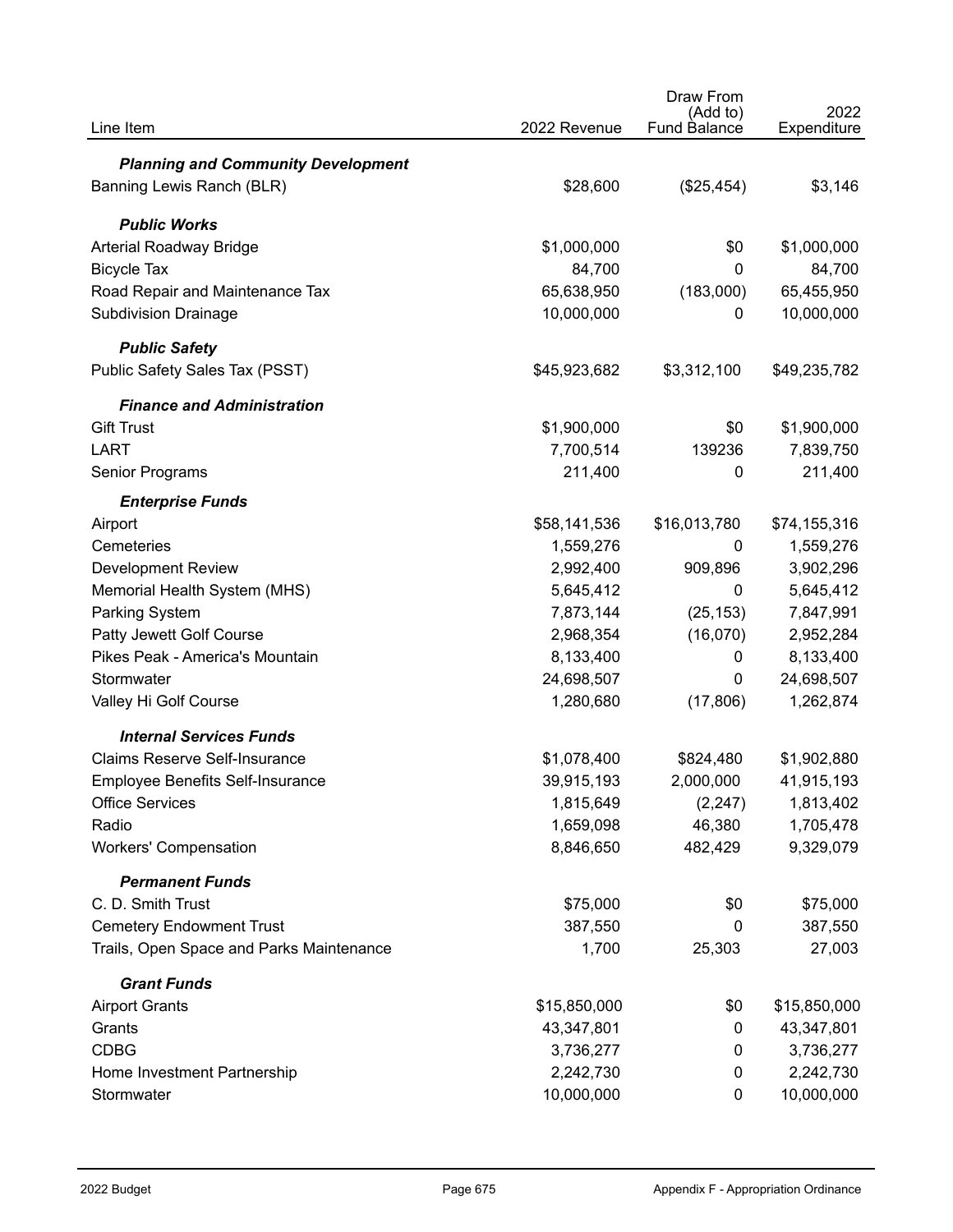| Line Item | 2022 Revenue | Draw From (Add to) Fund Balance | 2022 Expenditure |
|---|---|---|---|
| ***Planning and Community Development*** | | | |
| Banning Lewis Ranch (BLR) | $28,600 | ($25,454) | $3,146 |
| ***Public Works*** | | | |
| Arterial Roadway Bridge | $1,000,000 | $0 | $1,000,000 |
| Bicycle Tax | 84,700 | 0 | 84,700 |
| Road Repair and Maintenance Tax | 65,638,950 | (183,000) | 65,455,950 |
| Subdivision Drainage | 10,000,000 | 0 | 10,000,000 |
| ***Public Safety*** | | | |
| Public Safety Sales Tax (PSST) | $45,923,682 | $3,312,100 | $49,235,782 |
| ***Finance and Administration*** | | | |
| Gift Trust | $1,900,000 | $0 | $1,900,000 |
| LART | 7,700,514 | 139236 | 7,839,750 |
| Senior Programs | 211,400 | 0 | 211,400 |
| ***Enterprise Funds*** | | | |
| Airport | $58,141,536 | $16,013,780 | $74,155,316 |
| Cemeteries | 1,559,276 | 0 | 1,559,276 |
| Development Review | 2,992,400 | 909,896 | 3,902,296 |
| Memorial Health System (MHS) | 5,645,412 | 0 | 5,645,412 |
| Parking System | 7,873,144 | (25,153) | 7,847,991 |
| Patty Jewett Golf Course | 2,968,354 | (16,070) | 2,952,284 |
| Pikes Peak - America's Mountain | 8,133,400 | 0 | 8,133,400 |
| Stormwater | 24,698,507 | 0 | 24,698,507 |
| Valley Hi Golf Course | 1,280,680 | (17,806) | 1,262,874 |
| ***Internal Services Funds*** | | | |
| Claims Reserve Self-Insurance | $1,078,400 | $824,480 | $1,902,880 |
| Employee Benefits Self-Insurance | 39,915,193 | 2,000,000 | 41,915,193 |
| Office Services | 1,815,649 | (2,247) | 1,813,402 |
| Radio | 1,659,098 | 46,380 | 1,705,478 |
| Workers' Compensation | 8,846,650 | 482,429 | 9,329,079 |
| ***Permanent Funds*** | | | |
| C. D. Smith Trust | $75,000 | $0 | $75,000 |
| Cemetery Endowment Trust | 387,550 | 0 | 387,550 |
| Trails, Open Space and Parks Maintenance | 1,700 | 25,303 | 27,003 |
| ***Grant Funds*** | | | |
| Airport Grants | $15,850,000 | $0 | $15,850,000 |
| Grants | 43,347,801 | 0 | 43,347,801 |
| CDBG | 3,736,277 | 0 | 3,736,277 |
| Home Investment Partnership | 2,242,730 | 0 | 2,242,730 |
| Stormwater | 10,000,000 | 0 | 10,000,000 |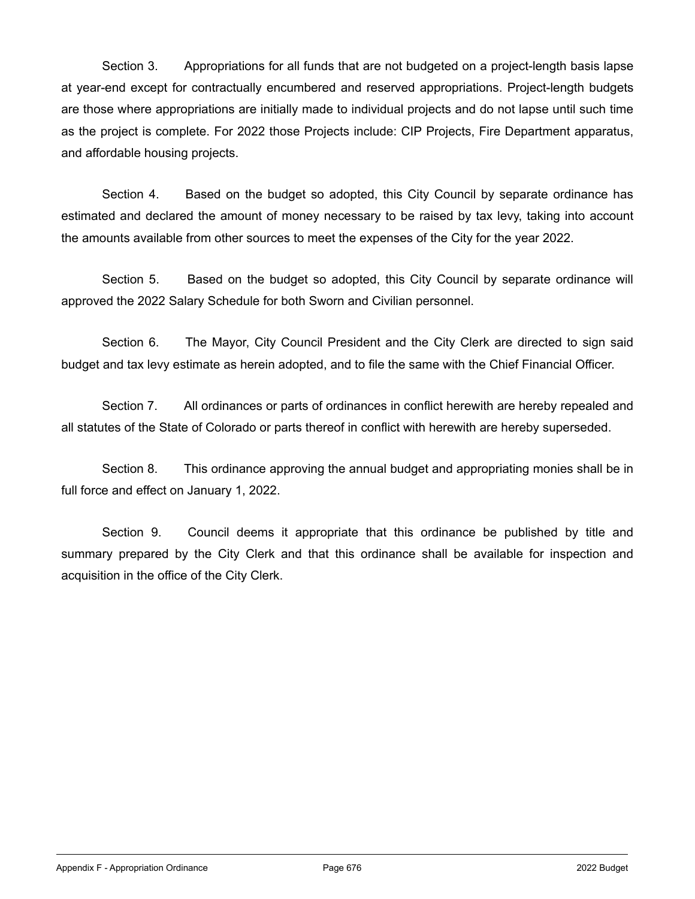Section 3. Appropriations for all funds that are not budgeted on a project-length basis lapse at year-end except for contractually encumbered and reserved appropriations. Project-length budgets are those where appropriations are initially made to individual projects and do not lapse until such time as the project is complete. For 2022 those Projects include: CIP Projects, Fire Department apparatus, and affordable housing projects.

Section 4. Based on the budget so adopted, this City Council by separate ordinance has estimated and declared the amount of money necessary to be raised by tax levy, taking into account the amounts available from other sources to meet the expenses of the City for the year 2022.

Section 5. Based on the budget so adopted, this City Council by separate ordinance will approved the 2022 Salary Schedule for both Sworn and Civilian personnel.

Section 6. The Mayor, City Council President and the City Clerk are directed to sign said budget and tax levy estimate as herein adopted, and to file the same with the Chief Financial Officer.

Section 7. All ordinances or parts of ordinances in conflict herewith are hereby repealed and all statutes of the State of Colorado or parts thereof in conflict with herewith are hereby superseded.

Section 8. This ordinance approving the annual budget and appropriating monies shall be in full force and effect on January 1, 2022.

Section 9. Council deems it appropriate that this ordinance be published by title and summary prepared by the City Clerk and that this ordinance shall be available for inspection and acquisition in the office of the City Clerk.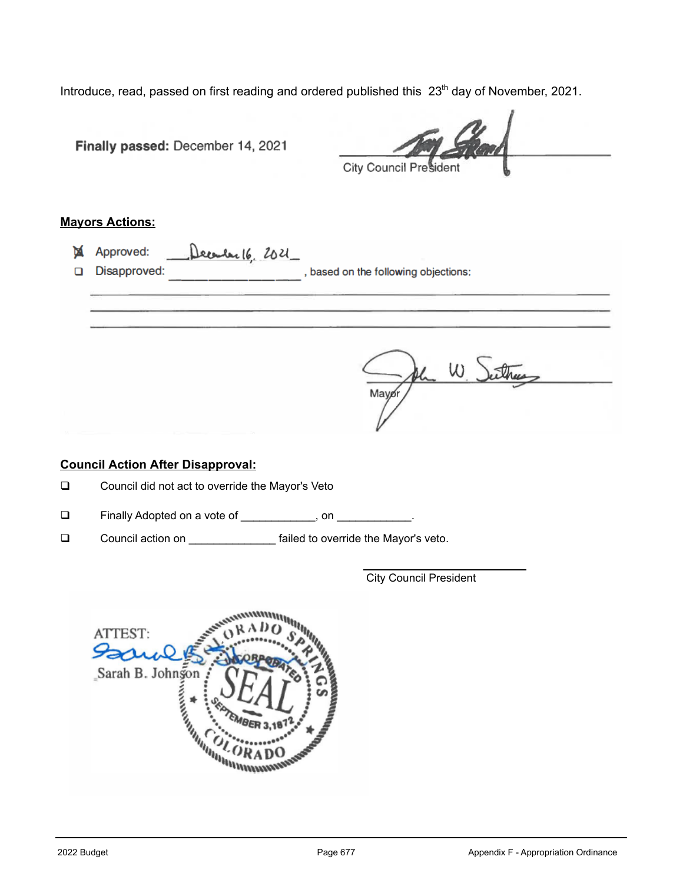Introduce, read, passed on first reading and ordered published this 23th day of November, 2021.

**Finally passed:** December 14, 2021

City Council President

**Mayors Actions:**

- [x] Approved: December 16, 2021
- [ ] Disapproved: ________________, based on the following objections:

_______________________________________________

_______________________________________________

_______________________________________________

Mayor

**Council Action After Disapproval:**

- [ ] Council did not act to override the Mayor's Veto
- [ ] Finally Adopted on a vote of ____________, on ____________.
- [ ] Council action on ______________ failed to override the Mayor's veto.

City Council President

ATTEST:

Sarah B. Johnson

COLORADO SPRINGS INCORPORATED SEAL SEPTEMBER 3, 1872 COLORADO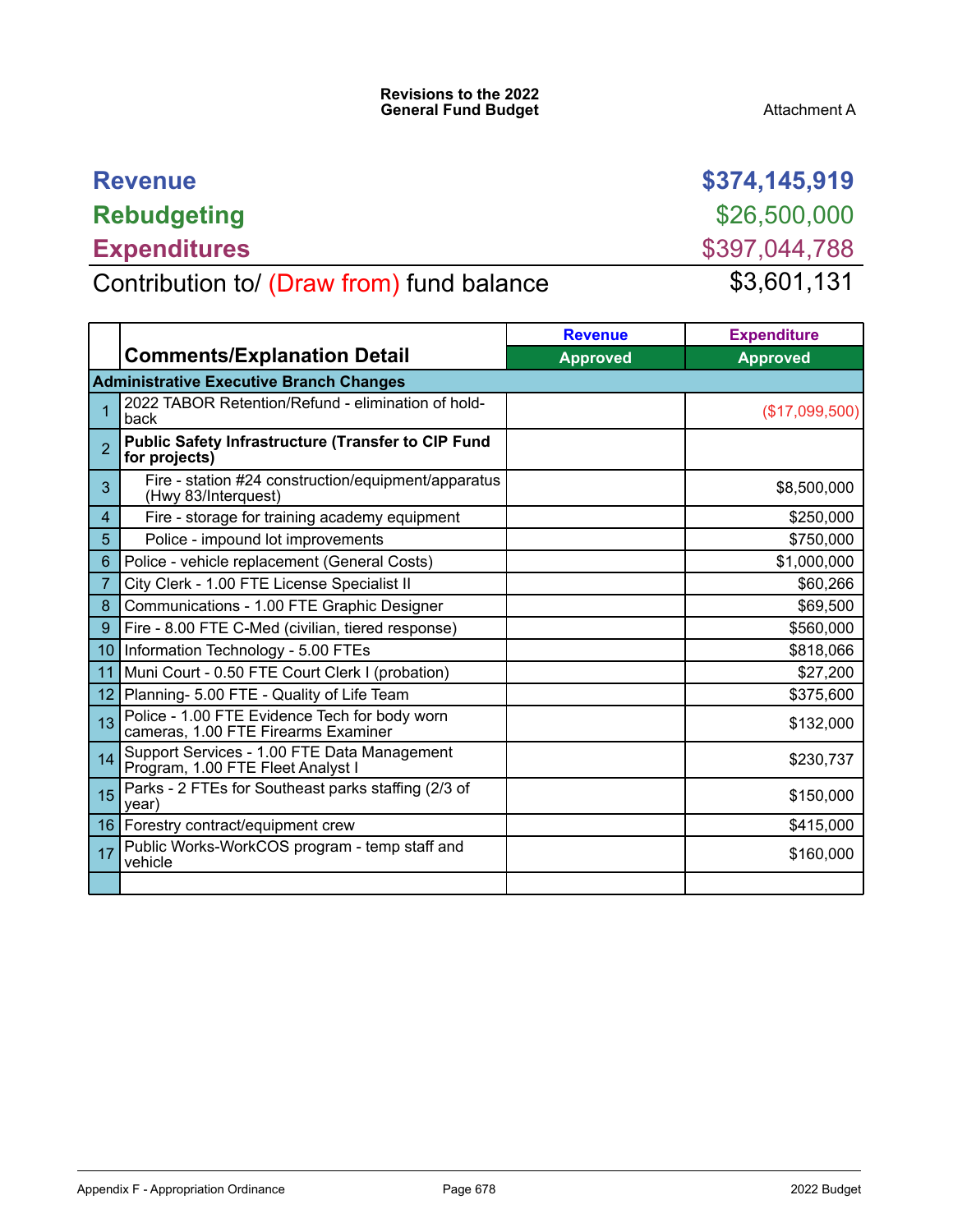Revisions to the 2022
General Fund Budget

Attachment A

| | |
|---|---|
| **Revenue** | **$374,145,919** |
| **Rebudgeting** | $26,500,000 |
| **Expenditures** | $397,044,788 |
| Contribution to/ (Draw from) fund balance | $3,601,131 |

| | Comments/Explanation Detail | Revenue Approved | Expenditure Approved |
|---|---|---|---|
| | **Administrative Executive Branch Changes** | | |
| 1 | 2022 TABOR Retention/Refund - elimination of hold-back | | ($17,099,500) |
| 2 | **Public Safety Infrastructure (Transfer to CIP Fund for projects)** | | |
| 3 | Fire - station #24 construction/equipment/apparatus (Hwy 83/Interquest) | | $8,500,000 |
| 4 | Fire - storage for training academy equipment | | $250,000 |
| 5 | Police - impound lot improvements | | $750,000 |
| 6 | Police - vehicle replacement (General Costs) | | $1,000,000 |
| 7 | City Clerk - 1.00 FTE License Specialist II | | $60,266 |
| 8 | Communications - 1.00 FTE Graphic Designer | | $69,500 |
| 9 | Fire - 8.00 FTE C-Med (civilian, tiered response) | | $560,000 |
| 10 | Information Technology - 5.00 FTEs | | $818,066 |
| 11 | Muni Court - 0.50 FTE Court Clerk I (probation) | | $27,200 |
| 12 | Planning- 5.00 FTE - Quality of Life Team | | $375,600 |
| 13 | Police - 1.00 FTE Evidence Tech for body worn cameras, 1.00 FTE Firearms Examiner | | $132,000 |
| 14 | Support Services - 1.00 FTE Data Management Program, 1.00 FTE Fleet Analyst I | | $230,737 |
| 15 | Parks - 2 FTEs for Southeast parks staffing (2/3 of year) | | $150,000 |
| 16 | Forestry contract/equipment crew | | $415,000 |
| 17 | Public Works-WorkCOS program - temp staff and vehicle | | $160,000 |
| | | | |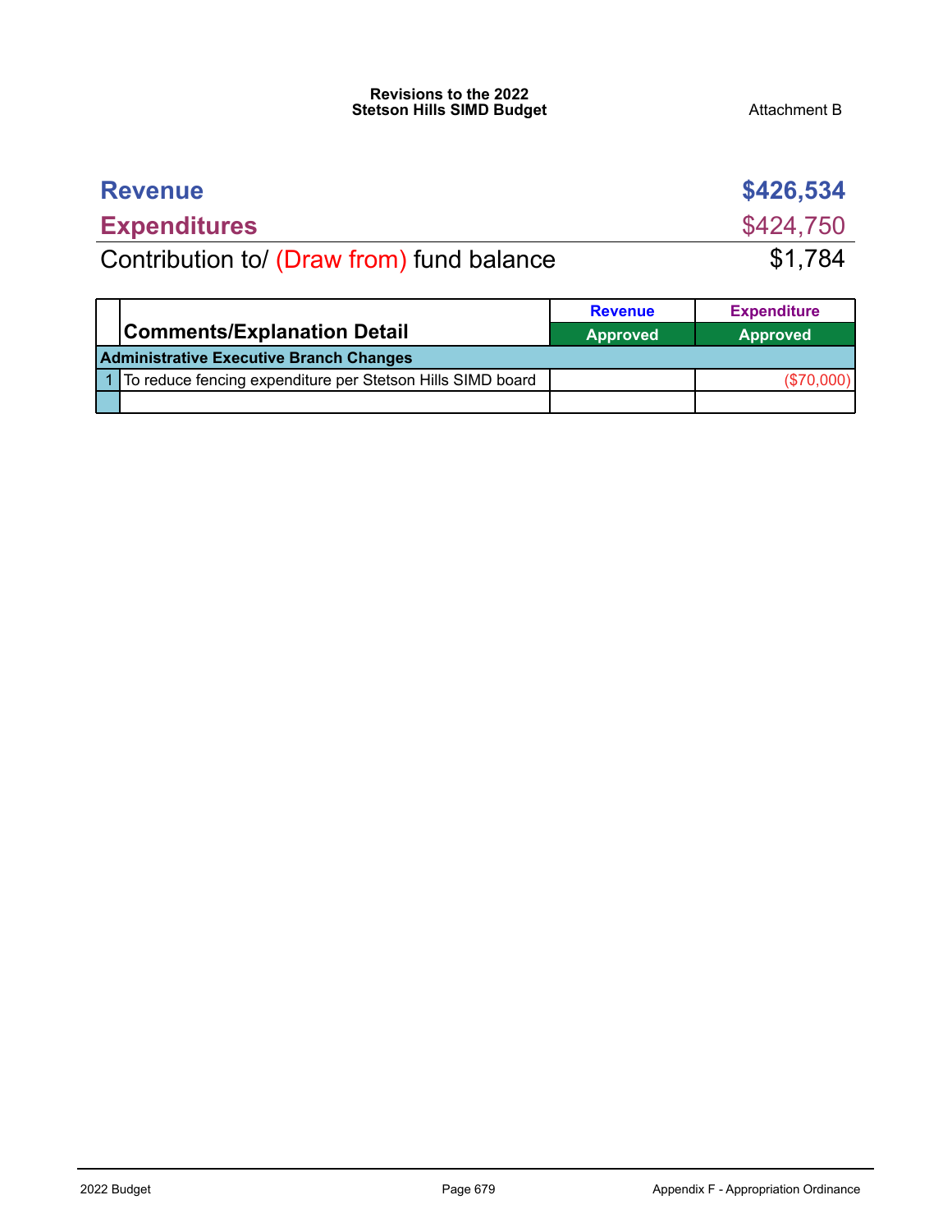**Revisions to the 2022**
**Stetson Hills SIMD Budget**

Attachment B

| | |
|---|---|
| **Revenue** | **$426,534** |
| **Expenditures** | $424,750 |
| Contribution to/ (Draw from) fund balance | $1,784 |

| | Comments/Explanation Detail | Revenue Approved | Expenditure Approved |
|---|---|---|---|
| **Administrative Executive Branch Changes** | | | |
| 1 | To reduce fencing expenditure per Stetson Hills SIMD board | | ($70,000) |
| | | | |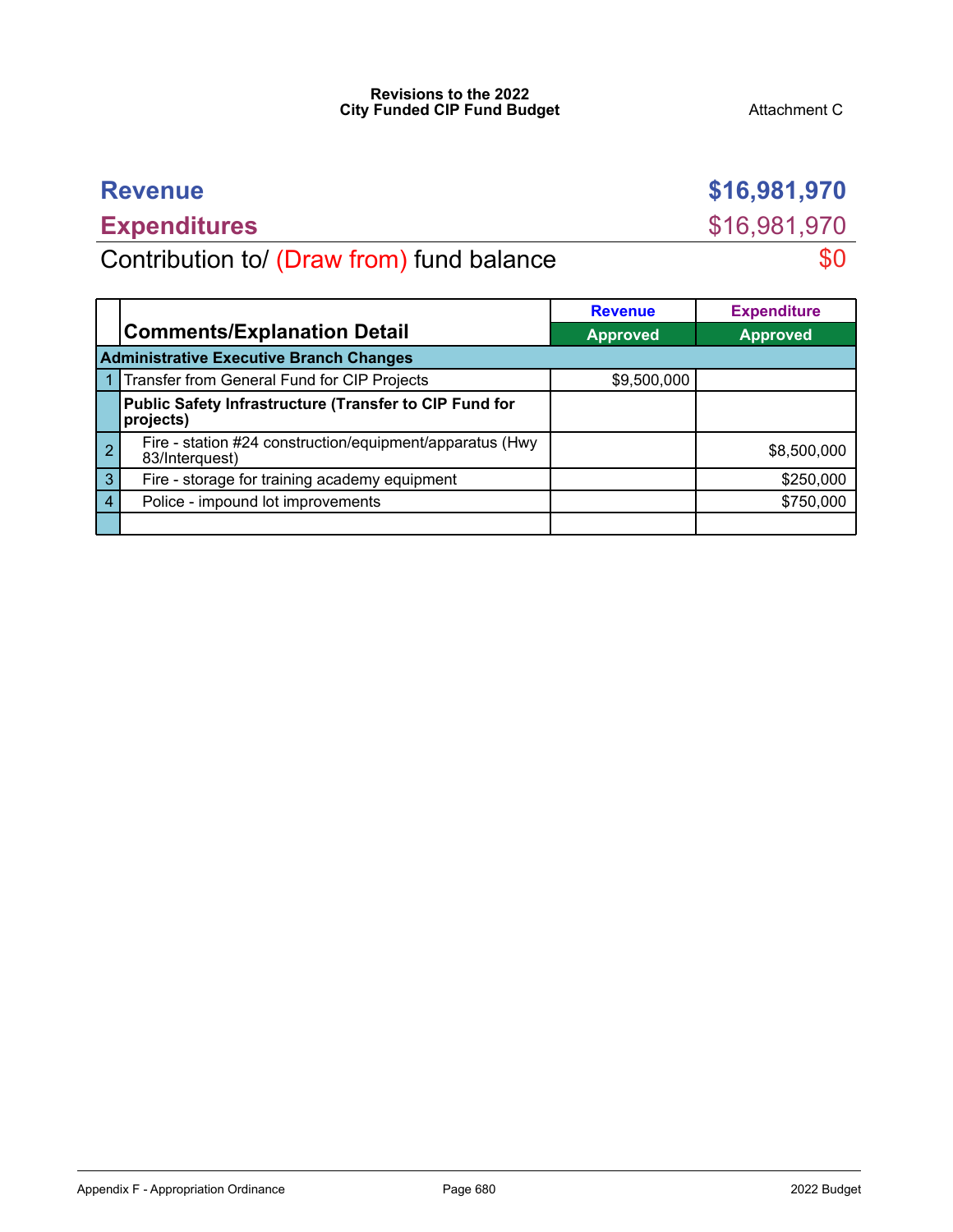**Revisions to the 2022**
**City Funded CIP Fund Budget**

Attachment C

| | |
|---|---|
| **Revenue** | **$16,981,970** |
| **Expenditures** | $16,981,970 |
| Contribution to/ (Draw from) fund balance | $0 |

| | Comments/Explanation Detail | Revenue Approved | Expenditure Approved |
|---|---|---|---|
| | **Administrative Executive Branch Changes** | | |
| 1 | Transfer from General Fund for CIP Projects | $9,500,000 | |
| | **Public Safety Infrastructure (Transfer to CIP Fund for projects)** | | |
| 2 | Fire - station #24 construction/equipment/apparatus (Hwy 83/Interquest) | | $8,500,000 |
| 3 | Fire - storage for training academy equipment | | $250,000 |
| 4 | Police - impound lot improvements | | $750,000 |
| | | | |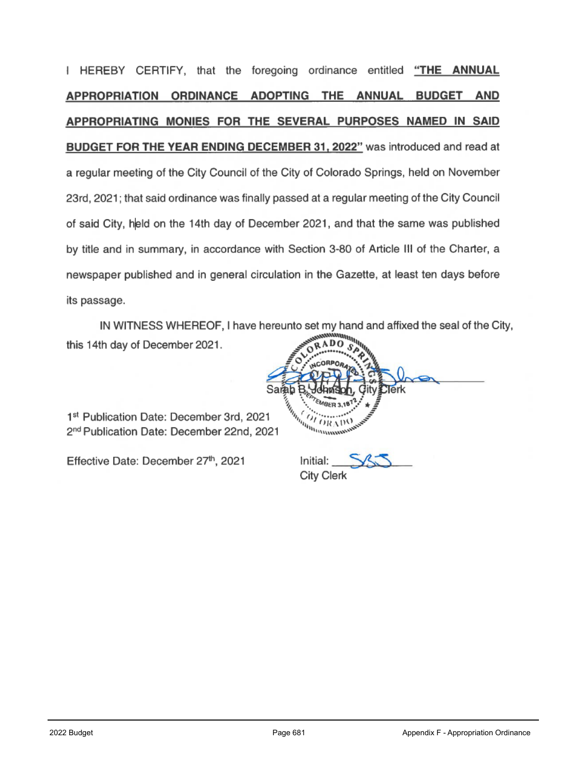I HEREBY CERTIFY, that the foregoing ordinance entitled **"THE ANNUAL APPROPRIATION ORDINANCE ADOPTING THE ANNUAL BUDGET AND APPROPRIATING MONIES FOR THE SEVERAL PURPOSES NAMED IN SAID BUDGET FOR THE YEAR ENDING DECEMBER 31, 2022"** was introduced and read at a regular meeting of the City Council of the City of Colorado Springs, held on November 23rd, 2021; that said ordinance was finally passed at a regular meeting of the City Council of said City, held on the 14th day of December 2021, and that the same was published by title and in summary, in accordance with Section 3-80 of Article III of the Charter, a newspaper published and in general circulation in the Gazette, at least ten days before its passage.

IN WITNESS WHEREOF, I have hereunto set my hand and affixed the seal of the City, this 14th day of December 2021.

Sarah B. Johnson, City Clerk

1st Publication Date: December 3rd, 2021
2nd Publication Date: December 22nd, 2021

Effective Date: December 27th, 2021

Initial: SBJ
City Clerk